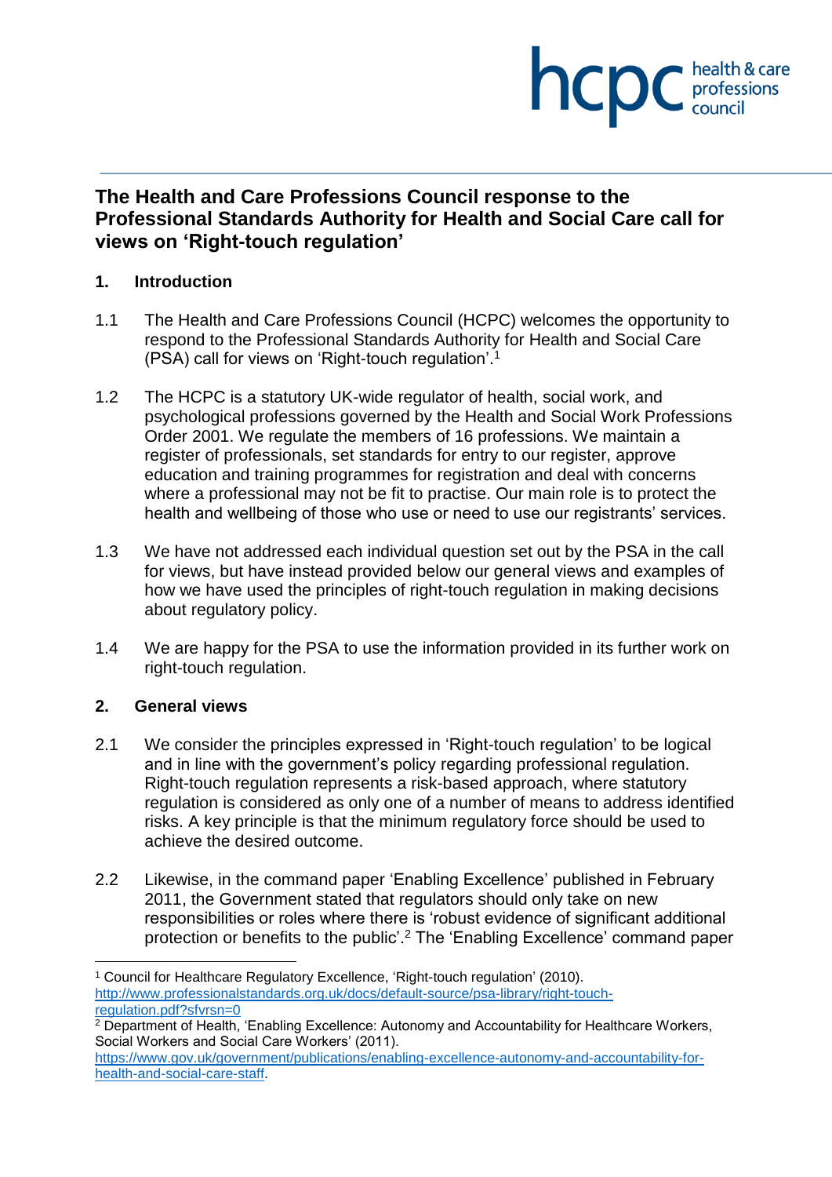# The Health and Care Professions Council response to the Professional Standards Authority for Health and Social Care call for views on 'Right-touch regulation'

## 1. Introduction

1.1 The Health and Care Professions Council (HCPC) welcomes the opportunity to respond to the Professional Standards Authority for Health and Social Care (PSA) call for views on 'Right-touch regulation'.[1]

1.2 The HCPC is a statutory UK-wide regulator of health, social work, and psychological professions governed by the Health and Social Work Professions Order 2001. We regulate the members of 16 professions. We maintain a register of professionals, set standards for entry to our register, approve education and training programmes for registration and deal with concerns where a professional may not be fit to practise. Our main role is to protect the health and wellbeing of those who use or need to use our registrants' services.

1.3 We have not addressed each individual question set out by the PSA in the call for views, but have instead provided below our general views and examples of how we have used the principles of right-touch regulation in making decisions about regulatory policy.

1.4 We are happy for the PSA to use the information provided in its further work on right-touch regulation.

## 2. General views

2.1 We consider the principles expressed in 'Right-touch regulation' to be logical and in line with the government's policy regarding professional regulation. Right-touch regulation represents a risk-based approach, where statutory regulation is considered as only one of a number of means to address identified risks. A key principle is that the minimum regulatory force should be used to achieve the desired outcome.

2.2 Likewise, in the command paper 'Enabling Excellence' published in February 2011, the Government stated that regulators should only take on new responsibilities or roles where there is 'robust evidence of significant additional protection or benefits to the public'.[2] The 'Enabling Excellence' command paper

---

[1] Council for Healthcare Regulatory Excellence, 'Right-touch regulation' (2010). http://www.professionalstandards.org.uk/docs/default-source/psa-library/right-touch-regulation.pdf?sfvrsn=0

[2] Department of Health, 'Enabling Excellence: Autonomy and Accountability for Healthcare Workers, Social Workers and Social Care Workers' (2011). https://www.gov.uk/government/publications/enabling-excellence-autonomy-and-accountability-for-health-and-social-care-staff.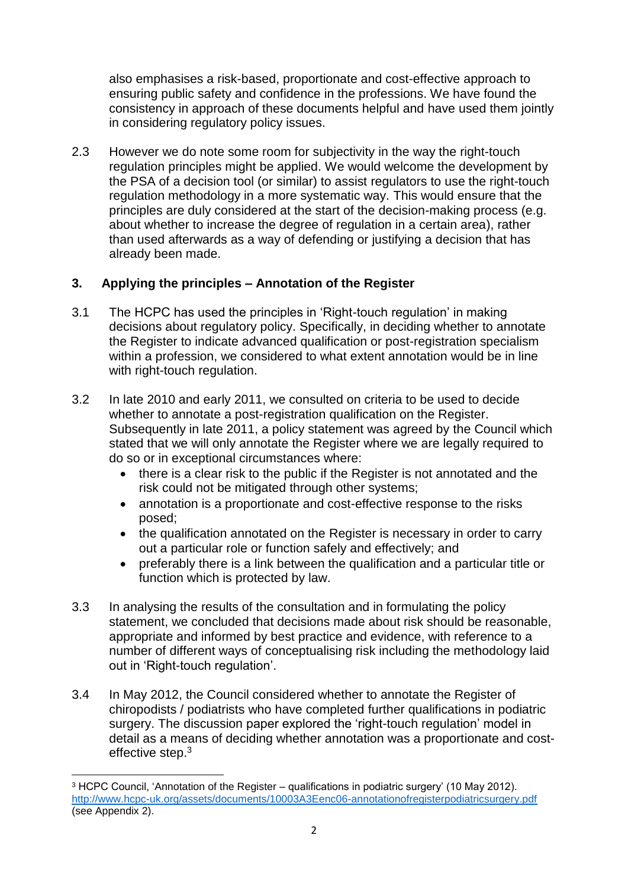also emphasises a risk-based, proportionate and cost-effective approach to ensuring public safety and confidence in the professions. We have found the consistency in approach of these documents helpful and have used them jointly in considering regulatory policy issues.

2.3 However we do note some room for subjectivity in the way the right-touch regulation principles might be applied. We would welcome the development by the PSA of a decision tool (or similar) to assist regulators to use the right-touch regulation methodology in a more systematic way. This would ensure that the principles are duly considered at the start of the decision-making process (e.g. about whether to increase the degree of regulation in a certain area), rather than used afterwards as a way of defending or justifying a decision that has already been made.

## 3. Applying the principles – Annotation of the Register

3.1 The HCPC has used the principles in 'Right-touch regulation' in making decisions about regulatory policy. Specifically, in deciding whether to annotate the Register to indicate advanced qualification or post-registration specialism within a profession, we considered to what extent annotation would be in line with right-touch regulation.

3.2 In late 2010 and early 2011, we consulted on criteria to be used to decide whether to annotate a post-registration qualification on the Register. Subsequently in late 2011, a policy statement was agreed by the Council which stated that we will only annotate the Register where we are legally required to do so or in exceptional circumstances where:

- there is a clear risk to the public if the Register is not annotated and the risk could not be mitigated through other systems;
- annotation is a proportionate and cost-effective response to the risks posed;
- the qualification annotated on the Register is necessary in order to carry out a particular role or function safely and effectively; and
- preferably there is a link between the qualification and a particular title or function which is protected by law.

3.3 In analysing the results of the consultation and in formulating the policy statement, we concluded that decisions made about risk should be reasonable, appropriate and informed by best practice and evidence, with reference to a number of different ways of conceptualising risk including the methodology laid out in 'Right-touch regulation'.

3.4 In May 2012, the Council considered whether to annotate the Register of chiropodists / podiatrists who have completed further qualifications in podiatric surgery. The discussion paper explored the 'right-touch regulation' model in detail as a means of deciding whether annotation was a proportionate and cost-effective step.[3]

---

[3] HCPC Council, 'Annotation of the Register – qualifications in podiatric surgery' (10 May 2012). http://www.hcpc-uk.org/assets/documents/10003A3Eenc06-annotationofregisterpodiatricsurgery.pdf (see Appendix 2).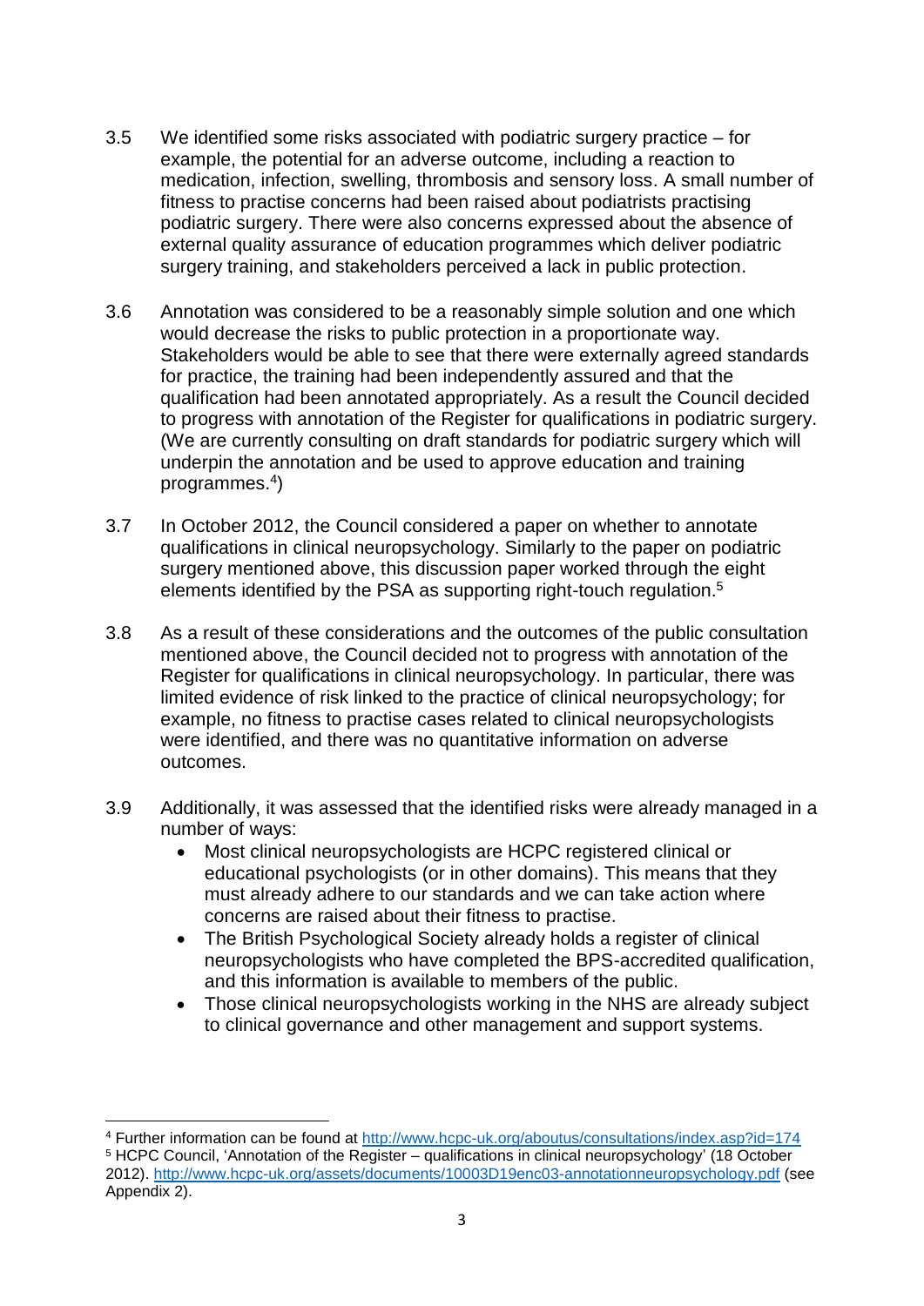3.5 We identified some risks associated with podiatric surgery practice – for example, the potential for an adverse outcome, including a reaction to medication, infection, swelling, thrombosis and sensory loss. A small number of fitness to practise concerns had been raised about podiatrists practising podiatric surgery. There were also concerns expressed about the absence of external quality assurance of education programmes which deliver podiatric surgery training, and stakeholders perceived a lack in public protection.

3.6 Annotation was considered to be a reasonably simple solution and one which would decrease the risks to public protection in a proportionate way. Stakeholders would be able to see that there were externally agreed standards for practice, the training had been independently assured and that the qualification had been annotated appropriately. As a result the Council decided to progress with annotation of the Register for qualifications in podiatric surgery. (We are currently consulting on draft standards for podiatric surgery which will underpin the annotation and be used to approve education and training programmes.[4])

3.7 In October 2012, the Council considered a paper on whether to annotate qualifications in clinical neuropsychology. Similarly to the paper on podiatric surgery mentioned above, this discussion paper worked through the eight elements identified by the PSA as supporting right-touch regulation.[5]

3.8 As a result of these considerations and the outcomes of the public consultation mentioned above, the Council decided not to progress with annotation of the Register for qualifications in clinical neuropsychology. In particular, there was limited evidence of risk linked to the practice of clinical neuropsychology; for example, no fitness to practise cases related to clinical neuropsychologists were identified, and there was no quantitative information on adverse outcomes.

3.9 Additionally, it was assessed that the identified risks were already managed in a number of ways:

- Most clinical neuropsychologists are HCPC registered clinical or educational psychologists (or in other domains). This means that they must already adhere to our standards and we can take action where concerns are raised about their fitness to practise.
- The British Psychological Society already holds a register of clinical neuropsychologists who have completed the BPS-accredited qualification, and this information is available to members of the public.
- Those clinical neuropsychologists working in the NHS are already subject to clinical governance and other management and support systems.

---

[4] Further information can be found at http://www.hcpc-uk.org/aboutus/consultations/index.asp?id=174

[5] HCPC Council, 'Annotation of the Register – qualifications in clinical neuropsychology' (18 October 2012). http://www.hcpc-uk.org/assets/documents/10003D19enc03-annotationneuropsychology.pdf (see Appendix 2).